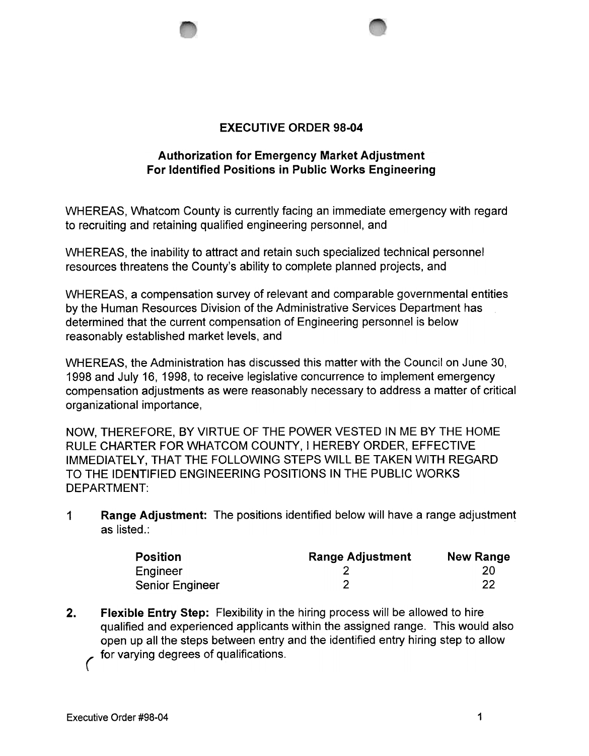# EXECUTIVE ORDER 98-04

## Authorization for Emergency Market Adjustment For Identified Positions in Public Works Engineering

WHEREAS, Whatcom County is currently facing an immediate emergency with regard to recruiting and retaining qualified engineering personnel, and

WHEREAS, the inability to attract and retain such specialized technical personnel resources threatens the County's ability to complete planned projects, and

WHEREAS, a compensation survey of relevant and comparable governmental entities by the Human Resources Division of the Administrative Services Department has determined that the current compensation of Engineering personnel is below reasonably established market levels, and

WHEREAS, the Administration has discussed this matter with the Council on June 30, 1998 and July 16, 1998, to receive legislative concurrence to implement emergency compensation adjustments as were reasonably necessary to address a matter of critical organizational importance,

NOW, THEREFORE, BY VIRTUE OF THE POWER VESTED IN ME BY THE HOME RULE CHARTER FOR WHATCOM COUNTY, I HEREBY ORDER, EFFECTIVE IMMEDIATELY, THAT THE FOLLOWING STEPS WILL BE TAKEN WITH REGARD TO THE IDENTIFIED ENGINEERING POSITIONS IN THE PUBLIC WORKS DEPARTMENT:

1 **Range Adjustment:** The positions identified below will have a range adjustment as listed.:

| Position | Range Adjustment | New Range |
|---|---|---|
| Engineer | 2 | 20 |
| Senior Engineer | 2 | 22 |

2. **Flexible Entry Step:** Flexibility in the hiring process will be allowed to hire qualified and experienced applicants within the assigned range. This would also open up all the steps between entry and the identified entry hiring step to allow for varying degrees of qualifications.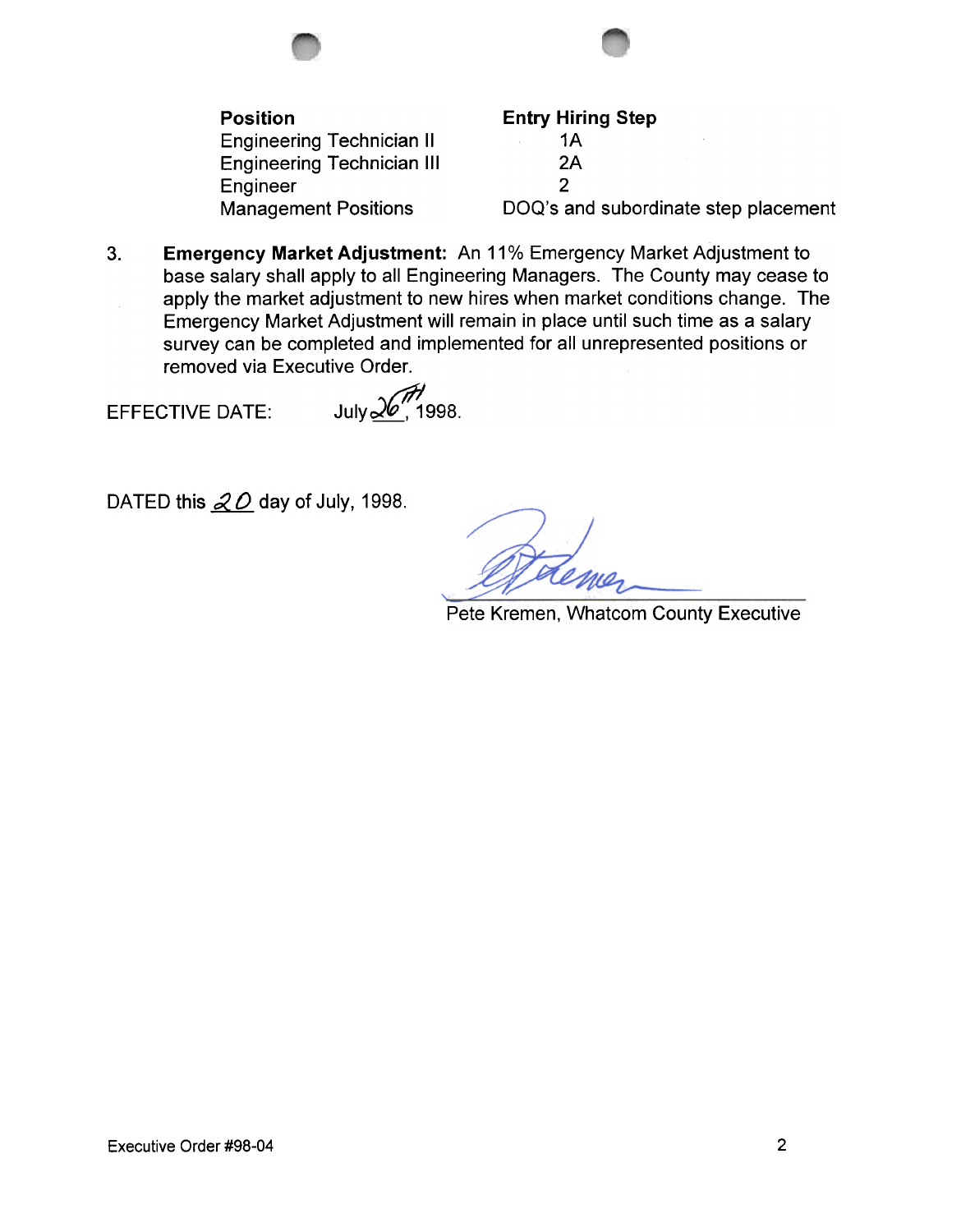| Position | Entry Hiring Step |
|---|---|
| Engineering Technician II | 1A |
| Engineering Technician III | 2A |
| Engineer | 2 |
| Management Positions | DOQ's and subordinate step placement |

3. **Emergency Market Adjustment:** An 11% Emergency Market Adjustment to base salary shall apply to all Engineering Managers. The County may cease to apply the market adjustment to new hires when market conditions change. The Emergency Market Adjustment will remain in place until such time as a salary survey can be completed and implemented for all unrepresented positions or removed via Executive Order.

EFFECTIVE DATE: July 26th, 1998.

DATED this 20 day of July, 1998.

Pete Kremen, Whatcom County Executive

Executive Order #98-04